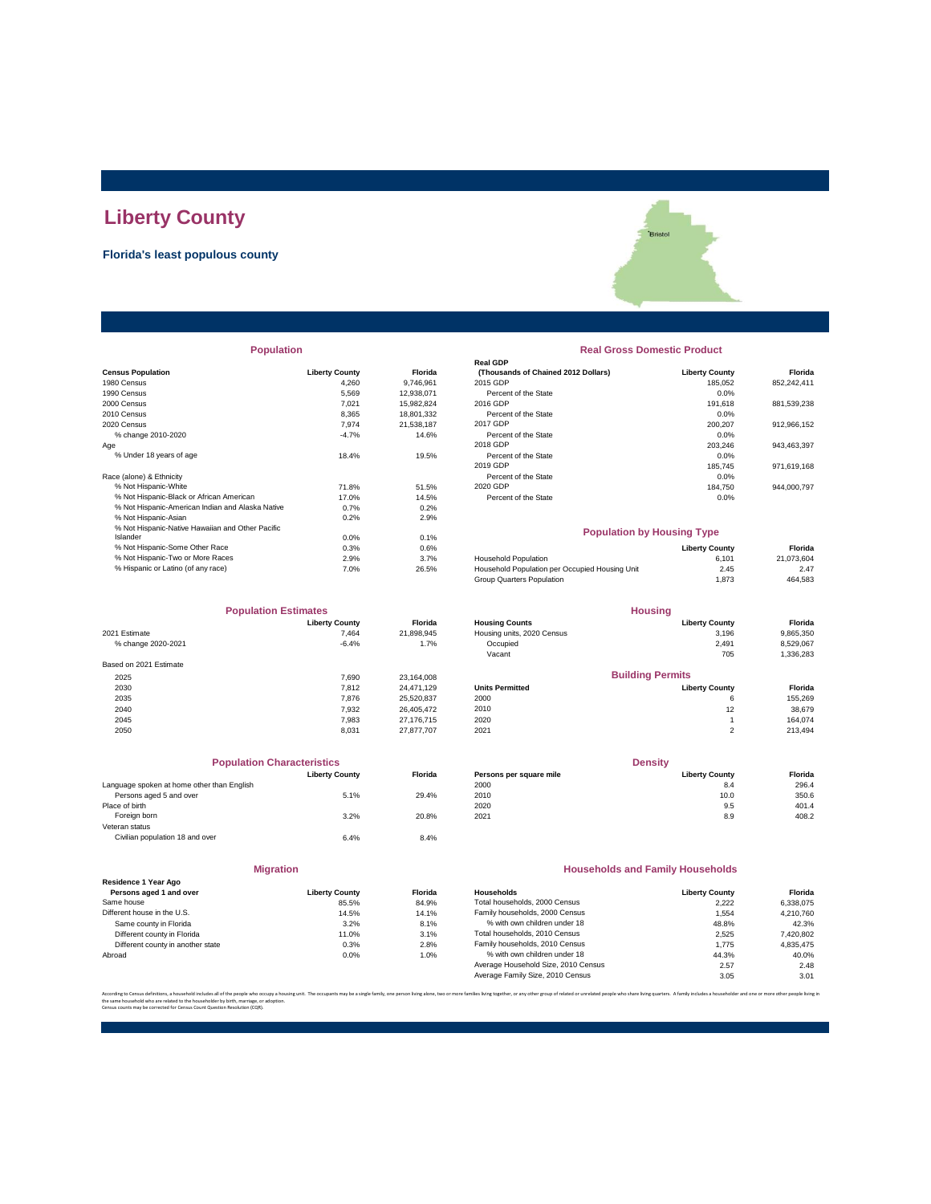# Liberty County

**Florida's least populous county**

Bristol

## Population

| Census Population | Liberty County | Florida |
|---|---|---|
| 1980 Census | 4,260 | 9,746,961 |
| 1990 Census | 5,569 | 12,938,071 |
| 2000 Census | 7,021 | 15,982,824 |
| 2010 Census | 8,365 | 18,801,332 |
| 2020 Census | 7,974 | 21,538,187 |
| % change 2010-2020 | -4.7% | 14.6% |
| Age | | |
| % Under 18 years of age | 18.4% | 19.5% |
| Race (alone) & Ethnicity | | |
| % Not Hispanic-White | 71.8% | 51.5% |
| % Not Hispanic-Black or African American | 17.0% | 14.5% |
| % Not Hispanic-American Indian and Alaska Native | 0.7% | 0.2% |
| % Not Hispanic-Asian | 0.2% | 2.9% |
| % Not Hispanic-Native Hawaiian and Other Pacific Islander | 0.0% | 0.1% |
| % Not Hispanic-Some Other Race | 0.3% | 0.6% |
| % Not Hispanic-Two or More Races | 2.9% | 3.7% |
| % Hispanic or Latino (of any race) | 7.0% | 26.5% |

## Real Gross Domestic Product

| Real GDP (Thousands of Chained 2012 Dollars) | Liberty County | Florida |
|---|---|---|
| 2015 GDP | 185,052 | 852,242,411 |
| Percent of the State | 0.0% | |
| 2016 GDP | 191,618 | 881,539,238 |
| Percent of the State | 0.0% | |
| 2017 GDP | 200,207 | 912,966,152 |
| Percent of the State | 0.0% | |
| 2018 GDP | 203,246 | 943,463,397 |
| Percent of the State | 0.0% | |
| 2019 GDP | 185,745 | 971,619,168 |
| Percent of the State | 0.0% | |
| 2020 GDP | 184,750 | 944,000,797 |
| Percent of the State | 0.0% | |

## Population by Housing Type

| | Liberty County | Florida |
|---|---|---|
| Household Population | 6,101 | 21,073,604 |
| Household Population per Occupied Housing Unit | 2.45 | 2.47 |
| Group Quarters Population | 1,873 | 464,583 |

## Population Estimates

| | Liberty County | Florida |
|---|---|---|
| 2021 Estimate | 7,464 | 21,898,945 |
| % change 2020-2021 | -6.4% | 1.7% |
| Based on 2021 Estimate | | |
| 2025 | 7,690 | 23,164,008 |
| 2030 | 7,812 | 24,471,129 |
| 2035 | 7,876 | 25,520,837 |
| 2040 | 7,932 | 26,405,472 |
| 2045 | 7,983 | 27,176,715 |
| 2050 | 8,031 | 27,877,707 |

## Housing

| Housing Counts | Liberty County | Florida |
|---|---|---|
| Housing units, 2020 Census | 3,196 | 9,865,350 |
| Occupied | 2,491 | 8,529,067 |
| Vacant | 705 | 1,336,283 |

## Building Permits

| Units Permitted | Liberty County | Florida |
|---|---|---|
| 2000 | 6 | 155,269 |
| 2010 | 12 | 38,679 |
| 2020 | 1 | 164,074 |
| 2021 | 2 | 213,494 |

## Population Characteristics

| | Liberty County | Florida |
|---|---|---|
| Language spoken at home other than English | | |
| Persons aged 5 and over | 5.1% | 29.4% |
| Place of birth | | |
| Foreign born | 3.2% | 20.8% |
| Veteran status | | |
| Civilian population 18 and over | 6.4% | 8.4% |

## Density

| Persons per square mile | Liberty County | Florida |
|---|---|---|
| 2000 | 8.4 | 296.4 |
| 2010 | 10.0 | 350.6 |
| 2020 | 9.5 | 401.4 |
| 2021 | 8.9 | 408.2 |

## Migration

| Residence 1 Year Ago Persons aged 1 and over | Liberty County | Florida |
|---|---|---|
| Same house | 85.5% | 84.9% |
| Different house in the U.S. | 14.5% | 14.1% |
| Same county in Florida | 3.2% | 8.1% |
| Different county in Florida | 11.0% | 3.1% |
| Different county in another state | 0.3% | 2.8% |
| Abroad | 0.0% | 1.0% |

## Households and Family Households

| Households | Liberty County | Florida |
|---|---|---|
| Total households, 2000 Census | 2,222 | 6,338,075 |
| Family households, 2000 Census | 1,554 | 4,210,760 |
| % with own children under 18 | 48.8% | 42.3% |
| Total households, 2010 Census | 2,525 | 7,420,802 |
| Family households, 2010 Census | 1,775 | 4,835,475 |
| % with own children under 18 | 44.3% | 40.0% |
| Average Household Size, 2010 Census | 2.57 | 2.48 |
| Average Family Size, 2010 Census | 3.05 | 3.01 |

According to Census definitions, a household includes all of the people who occupy a housing unit. The occupants may be a single family, one person living alone, two or more families living together, or any other group of related or unrelated people who share living quarters. A family includes a householder and one or more other people living in the same household who are related to the householder by birth, marriage, or adoption.
Census counts may be corrected for Census Count Question Resolution (CQR).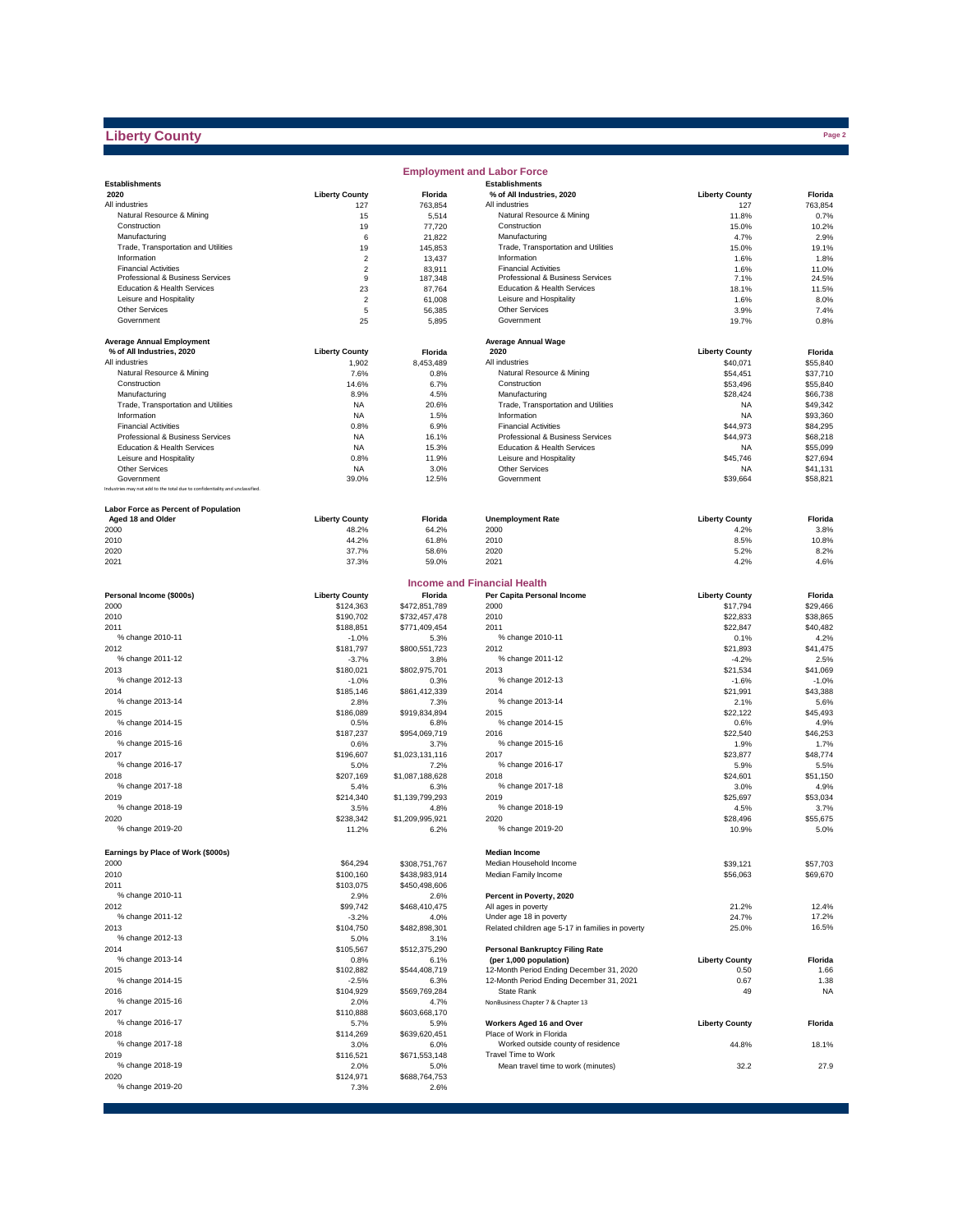# Liberty County

## Employment and Labor Force

| Establishments 2020 | Liberty County | Florida |
|---|---|---|
| All industries | 127 | 763,854 |
| Natural Resource & Mining | 15 | 5,514 |
| Construction | 19 | 77,720 |
| Manufacturing | 6 | 21,822 |
| Trade, Transportation and Utilities | 19 | 145,853 |
| Information | 2 | 13,437 |
| Financial Activities | 2 | 83,911 |
| Professional & Business Services | 9 | 187,348 |
| Education & Health Services | 23 | 87,764 |
| Leisure and Hospitality | 2 | 61,008 |
| Other Services | 5 | 56,385 |
| Government | 25 | 5,895 |

| Establishments % of All Industries, 2020 | Liberty County | Florida |
|---|---|---|
| All industries | 127 | 763,854 |
| Natural Resource & Mining | 11.8% | 0.7% |
| Construction | 15.0% | 10.2% |
| Manufacturing | 4.7% | 2.9% |
| Trade, Transportation and Utilities | 15.0% | 19.1% |
| Information | 1.6% | 1.8% |
| Financial Activities | 1.6% | 11.0% |
| Professional & Business Services | 7.1% | 24.5% |
| Education & Health Services | 18.1% | 11.5% |
| Leisure and Hospitality | 1.6% | 8.0% |
| Other Services | 3.9% | 7.4% |
| Government | 19.7% | 0.8% |

| Average Annual Employment % of All Industries, 2020 | Liberty County | Florida |
|---|---|---|
| All industries | 1,902 | 8,453,489 |
| Natural Resource & Mining | 7.6% | 0.8% |
| Construction | 14.6% | 6.7% |
| Manufacturing | 8.9% | 4.5% |
| Trade, Transportation and Utilities | NA | 20.6% |
| Information | NA | 1.5% |
| Financial Activities | 0.8% | 6.9% |
| Professional & Business Services | NA | 16.1% |
| Education & Health Services | NA | 15.3% |
| Leisure and Hospitality | 0.8% | 11.9% |
| Other Services | NA | 3.0% |
| Government | 39.0% | 12.5% |

Industries may not add to the total due to confidentiality and unclassified.

| Average Annual Wage 2020 | Liberty County | Florida |
|---|---|---|
| All industries | $40,071 | $55,840 |
| Natural Resource & Mining | $54,451 | $37,710 |
| Construction | $53,496 | $55,840 |
| Manufacturing | $28,424 | $66,738 |
| Trade, Transportation and Utilities | NA | $49,342 |
| Information | NA | $93,360 |
| Financial Activities | $44,973 | $84,295 |
| Professional & Business Services | $44,973 | $68,218 |
| Education & Health Services | NA | $55,099 |
| Leisure and Hospitality | $45,746 | $27,694 |
| Other Services | NA | $41,131 |
| Government | $39,664 | $58,821 |

| Labor Force as Percent of Population Aged 18 and Older | Liberty County | Florida |
|---|---|---|
| 2000 | 48.2% | 64.2% |
| 2010 | 44.2% | 61.8% |
| 2020 | 37.7% | 58.6% |
| 2021 | 37.3% | 59.0% |

| Unemployment Rate | Liberty County | Florida |
|---|---|---|
| 2000 | 4.2% | 3.8% |
| 2010 | 8.5% | 10.8% |
| 2020 | 5.2% | 8.2% |
| 2021 | 4.2% | 4.6% |

## Income and Financial Health

| Personal Income ($000s) | Liberty County | Florida |
|---|---|---|
| 2000 | $124,363 | $472,851,789 |
| 2010 | $190,702 | $732,457,478 |
| 2011 | $188,851 | $771,409,454 |
| % change 2010-11 | -1.0% | 5.3% |
| 2012 | $181,797 | $800,551,723 |
| % change 2011-12 | -3.7% | 3.8% |
| 2013 | $180,021 | $802,975,701 |
| % change 2012-13 | -1.0% | 0.3% |
| 2014 | $185,146 | $861,412,339 |
| % change 2013-14 | 2.8% | 7.3% |
| 2015 | $186,089 | $919,834,894 |
| % change 2014-15 | 0.5% | 6.8% |
| 2016 | $187,237 | $954,069,719 |
| % change 2015-16 | 0.6% | 3.7% |
| 2017 | $196,607 | $1,023,131,116 |
| % change 2016-17 | 5.0% | 7.2% |
| 2018 | $207,169 | $1,087,188,628 |
| % change 2017-18 | 5.4% | 6.3% |
| 2019 | $214,340 | $1,139,799,293 |
| % change 2018-19 | 3.5% | 4.8% |
| 2020 | $238,342 | $1,209,995,921 |
| % change 2019-20 | 11.2% | 6.2% |

| Per Capita Personal Income | Liberty County | Florida |
|---|---|---|
| 2000 | $17,794 | $29,466 |
| 2010 | $22,833 | $38,865 |
| 2011 | $22,847 | $40,482 |
| % change 2010-11 | 0.1% | 4.2% |
| 2012 | $21,893 | $41,475 |
| % change 2011-12 | -4.2% | 2.5% |
| 2013 | $21,534 | $41,069 |
| % change 2012-13 | -1.6% | -1.0% |
| 2014 | $21,991 | $43,388 |
| % change 2013-14 | 2.1% | 5.6% |
| 2015 | $22,122 | $45,493 |
| % change 2014-15 | 0.6% | 4.9% |
| 2016 | $22,540 | $46,253 |
| % change 2015-16 | 1.9% | 1.7% |
| 2017 | $23,877 | $48,774 |
| % change 2016-17 | 5.9% | 5.5% |
| 2018 | $24,601 | $51,150 |
| % change 2017-18 | 3.0% | 4.9% |
| 2019 | $25,697 | $53,034 |
| % change 2018-19 | 4.5% | 3.7% |
| 2020 | $28,496 | $55,675 |
| % change 2019-20 | 10.9% | 5.0% |

| Earnings by Place of Work ($000s) | Liberty County | Florida |
|---|---|---|
| 2000 | $64,294 | $308,751,767 |
| 2010 | $100,160 | $438,983,914 |
| 2011 | $103,075 | $450,498,606 |
| % change 2010-11 | 2.9% | 2.6% |
| 2012 | $99,742 | $468,410,475 |
| % change 2011-12 | -3.2% | 4.0% |
| 2013 | $104,750 | $482,898,301 |
| % change 2012-13 | 5.0% | 3.1% |
| 2014 | $105,567 | $512,375,290 |
| % change 2013-14 | 0.8% | 6.1% |
| 2015 | $102,882 | $544,408,719 |
| % change 2014-15 | -2.5% | 6.3% |
| 2016 | $104,929 | $569,769,284 |
| % change 2015-16 | 2.0% | 4.7% |
| 2017 | $110,888 | $603,668,170 |
| % change 2016-17 | 5.7% | 5.9% |
| 2018 | $114,269 | $639,620,451 |
| % change 2017-18 | 3.0% | 6.0% |
| 2019 | $116,521 | $671,553,148 |
| % change 2018-19 | 2.0% | 5.0% |
| 2020 | $124,971 | $688,764,753 |
| % change 2019-20 | 7.3% | 2.6% |

| Median Income | Liberty County | Florida |
|---|---|---|
| Median Household Income | $39,121 | $57,703 |
| Median Family Income | $56,063 | $69,670 |

| Percent in Poverty, 2020 | Liberty County | Florida |
|---|---|---|
| All ages in poverty | 21.2% | 12.4% |
| Under age 18 in poverty | 24.7% | 17.2% |
| Related children age 5-17 in families in poverty | 25.0% | 16.5% |

| Personal Bankruptcy Filing Rate (per 1,000 population) | Liberty County | Florida |
|---|---|---|
| 12-Month Period Ending December 31, 2020 | 0.50 | 1.66 |
| 12-Month Period Ending December 31, 2021 | 0.67 | 1.38 |
| State Rank | 49 | NA |

NonBusiness Chapter 7 & Chapter 13

| Workers Aged 16 and Over | Liberty County | Florida |
|---|---|---|
| Place of Work in Florida | | |
| Worked outside county of residence | 44.8% | 18.1% |
| Travel Time to Work | | |
| Mean travel time to work (minutes) | 32.2 | 27.9 |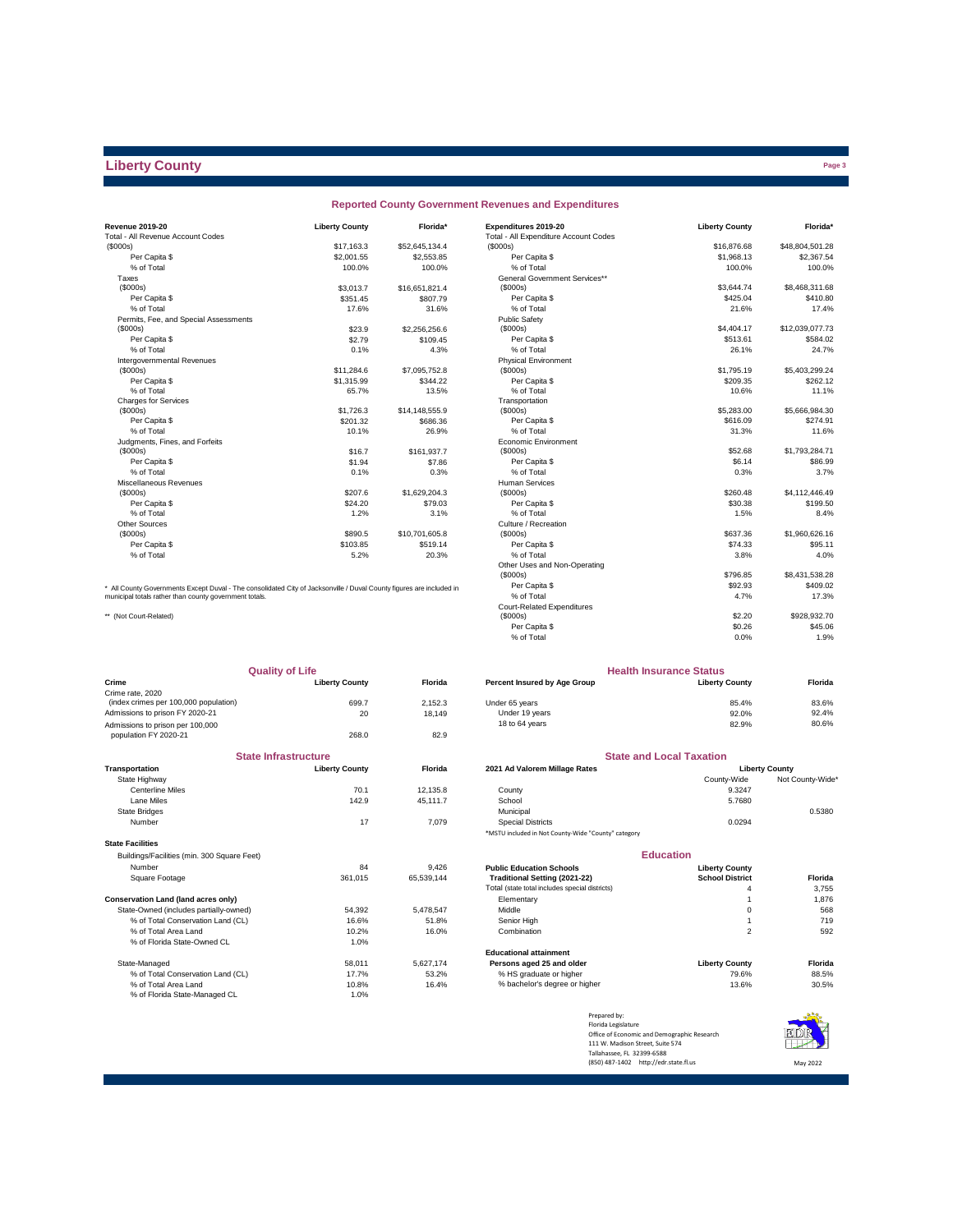# Liberty County

## Reported County Government Revenues and Expenditures

| Revenue 2019-20 | Liberty County | Florida* |
|---|---|---|
| Total - All Revenue Account Codes | | |
| ($000s) | $17,163.3 | $52,645,134.4 |
| Per Capita $ | $2,001.55 | $2,553.85 |
| % of Total | 100.0% | 100.0% |
| Taxes | | |
| ($000s) | $3,013.7 | $16,651,821.4 |
| Per Capita $ | $351.45 | $807.79 |
| % of Total | 17.6% | 31.6% |
| Permits, Fee, and Special Assessments | | |
| ($000s) | $23.9 | $2,256,256.6 |
| Per Capita $ | $2.79 | $109.45 |
| % of Total | 0.1% | 4.3% |
| Intergovernmental Revenues | | |
| ($000s) | $11,284.6 | $7,095,752.8 |
| Per Capita $ | $1,315.99 | $344.22 |
| % of Total | 65.7% | 13.5% |
| Charges for Services | | |
| ($000s) | $1,726.3 | $14,148,555.9 |
| Per Capita $ | $201.32 | $686.36 |
| % of Total | 10.1% | 26.9% |
| Judgments, Fines, and Forfeits | | |
| ($000s) | $16.7 | $161,937.7 |
| Per Capita $ | $1.94 | $7.86 |
| % of Total | 0.1% | 0.3% |
| Miscellaneous Revenues | | |
| ($000s) | $207.6 | $1,629,204.3 |
| Per Capita $ | $24.20 | $79.03 |
| % of Total | 1.2% | 3.1% |
| Other Sources | | |
| ($000s) | $890.5 | $10,701,605.8 |
| Per Capita $ | $103.85 | $519.14 |
| % of Total | 5.2% | 20.3% |

| Expenditures 2019-20 | Liberty County | Florida* |
|---|---|---|
| Total - All Expenditure Account Codes | | |
| ($000s) | $16,876.68 | $48,804,501.28 |
| Per Capita $ | $1,968.13 | $2,367.54 |
| % of Total | 100.0% | 100.0% |
| General Government Services** | | |
| ($000s) | $3,644.74 | $8,468,311.68 |
| Per Capita $ | $425.04 | $410.80 |
| % of Total | 21.6% | 17.4% |
| Public Safety | | |
| ($000s) | $4,404.17 | $12,039,077.73 |
| Per Capita $ | $513.61 | $584.02 |
| % of Total | 26.1% | 24.7% |
| Physical Environment | | |
| ($000s) | $1,795.19 | $5,403,299.24 |
| Per Capita $ | $209.35 | $262.12 |
| % of Total | 10.6% | 11.1% |
| Transportation | | |
| ($000s) | $5,283.00 | $5,666,984.30 |
| Per Capita $ | $616.09 | $274.91 |
| % of Total | 31.3% | 11.6% |
| Economic Environment | | |
| ($000s) | $52.68 | $1,793,284.71 |
| Per Capita $ | $6.14 | $86.99 |
| % of Total | 0.3% | 3.7% |
| Human Services | | |
| ($000s) | $260.48 | $4,112,446.49 |
| Per Capita $ | $30.38 | $199.50 |
| % of Total | 1.5% | 8.4% |
| Culture / Recreation | | |
| ($000s) | $637.36 | $1,960,626.16 |
| Per Capita $ | $74.33 | $95.11 |
| % of Total | 3.8% | 4.0% |
| Other Uses and Non-Operating | | |
| ($000s) | $796.85 | $8,431,538.28 |
| Per Capita $ | $92.93 | $409.02 |
| % of Total | 4.7% | 17.3% |
| Court-Related Expenditures | | |
| ($000s) | $2.20 | $928,932.70 |
| Per Capita $ | $0.26 | $45.06 |
| % of Total | 0.0% | 1.9% |

* All County Governments Except Duval - The consolidated City of Jacksonville / Duval County figures are included in municipal totals rather than county government totals.

** (Not Court-Related)

## Quality of Life

| Crime | Liberty County | Florida |
|---|---|---|
| Crime rate, 2020 (index crimes per 100,000 population) | 699.7 | 2,152.3 |
| Admissions to prison FY 2020-21 | 20 | 18,149 |
| Admissions to prison per 100,000 population FY 2020-21 | 268.0 | 82.9 |

## Health Insurance Status

| Percent Insured by Age Group | Liberty County | Florida |
|---|---|---|
| Under 65 years | 85.4% | 83.6% |
| Under 19 years | 92.0% | 92.4% |
| 18 to 64 years | 82.9% | 80.6% |

## State Infrastructure

| Transportation | Liberty County | Florida |
|---|---|---|
| State Highway | | |
| Centerline Miles | 70.1 | 12,135.8 |
| Lane Miles | 142.9 | 45,111.7 |
| State Bridges | | |
| Number | 17 | 7,079 |

| State Facilities | Liberty County | Florida |
|---|---|---|
| Buildings/Facilities (min. 300 Square Feet) | | |
| Number | 84 | 9,426 |
| Square Footage | 361,015 | 65,539,144 |

| Conservation Land (land acres only) | Liberty County | Florida |
|---|---|---|
| State-Owned (includes partially-owned) | 54,392 | 5,478,547 |
| % of Total Conservation Land (CL) | 16.6% | 51.8% |
| % of Total Area Land | 10.2% | 16.0% |
| % of Florida State-Owned CL | 1.0% | |
| State-Managed | 58,011 | 5,627,174 |
| % of Total Conservation Land (CL) | 17.7% | 53.2% |
| % of Total Area Land | 10.8% | 16.4% |
| % of Florida State-Managed CL | 1.0% | |

## State and Local Taxation

| 2021 Ad Valorem Millage Rates | Liberty County County-Wide | Liberty County Not County-Wide* |
|---|---|---|
| County | 9.3247 | |
| School | 5.7680 | |
| Municipal | | 0.5380 |
| Special Districts | 0.0294 | |

*MSTU included in Not County-Wide "County" category

## Education

| Public Education Schools Traditional Setting (2021-22) | Liberty County School District | Florida |
|---|---|---|
| Total (state total includes special districts) | 4 | 3,755 |
| Elementary | 1 | 1,876 |
| Middle | 0 | 568 |
| Senior High | 1 | 719 |
| Combination | 2 | 592 |

| Educational attainment Persons aged 25 and older | Liberty County | Florida |
|---|---|---|
| % HS graduate or higher | 79.6% | 88.5% |
| % bachelor's degree or higher | 13.6% | 30.5% |

Prepared by:
Florida Legislature
Office of Economic and Demographic Research
111 W. Madison Street, Suite 574
Tallahassee, FL 32399-6588
(850) 487-1402 http://edr.state.fl.us

May 2022